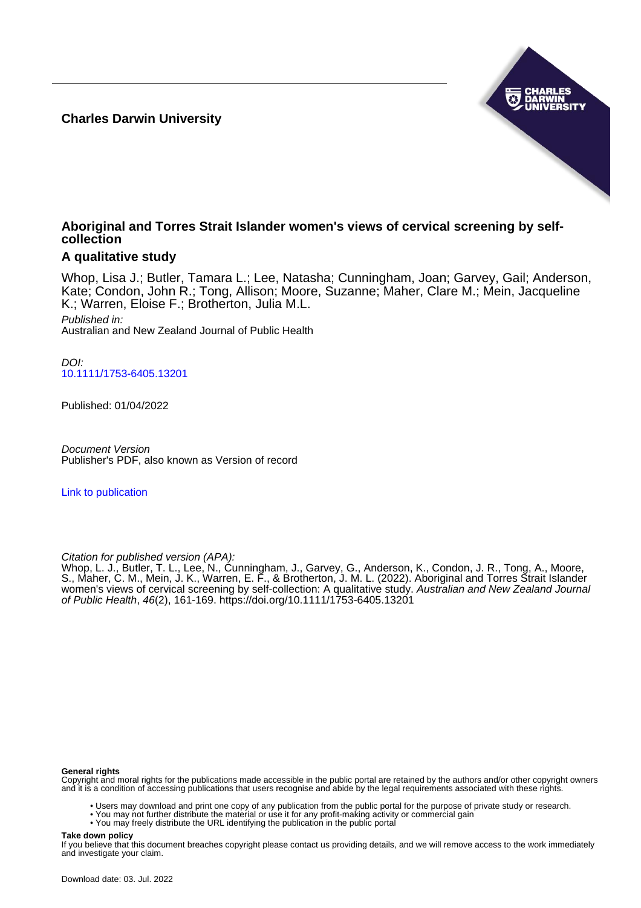**Charles Darwin University**

# Aboriginal and Torres Strait Islander women's views of cervical screening by self-collection

## A qualitative study

Whop, Lisa J.; Butler, Tamara L.; Lee, Natasha; Cunningham, Joan; Garvey, Gail; Anderson, Kate; Condon, John R.; Tong, Allison; Moore, Suzanne; Maher, Clare M.; Mein, Jacqueline K.; Warren, Eloise F.; Brotherton, Julia M.L.

*Published in:*
Australian and New Zealand Journal of Public Health

*DOI:*
10.1111/1753-6405.13201

Published: 01/04/2022

*Document Version*
Publisher's PDF, also known as Version of record

Link to publication

*Citation for published version (APA):*
Whop, L. J., Butler, T. L., Lee, N., Cunningham, J., Garvey, G., Anderson, K., Condon, J. R., Tong, A., Moore, S., Maher, C. M., Mein, J. K., Warren, E. F., & Brotherton, J. M. L. (2022). Aboriginal and Torres Strait Islander women's views of cervical screening by self-collection: A qualitative study. *Australian and New Zealand Journal of Public Health*, *46*(2), 161-169. https://doi.org/10.1111/1753-6405.13201

**General rights**
Copyright and moral rights for the publications made accessible in the public portal are retained by the authors and/or other copyright owners and it is a condition of accessing publications that users recognise and abide by the legal requirements associated with these rights.

- Users may download and print one copy of any publication from the public portal for the purpose of private study or research.
- You may not further distribute the material or use it for any profit-making activity or commercial gain
- You may freely distribute the URL identifying the publication in the public portal

**Take down policy**
If you believe that this document breaches copyright please contact us providing details, and we will remove access to the work immediately and investigate your claim.

Download date: 03. Jul. 2022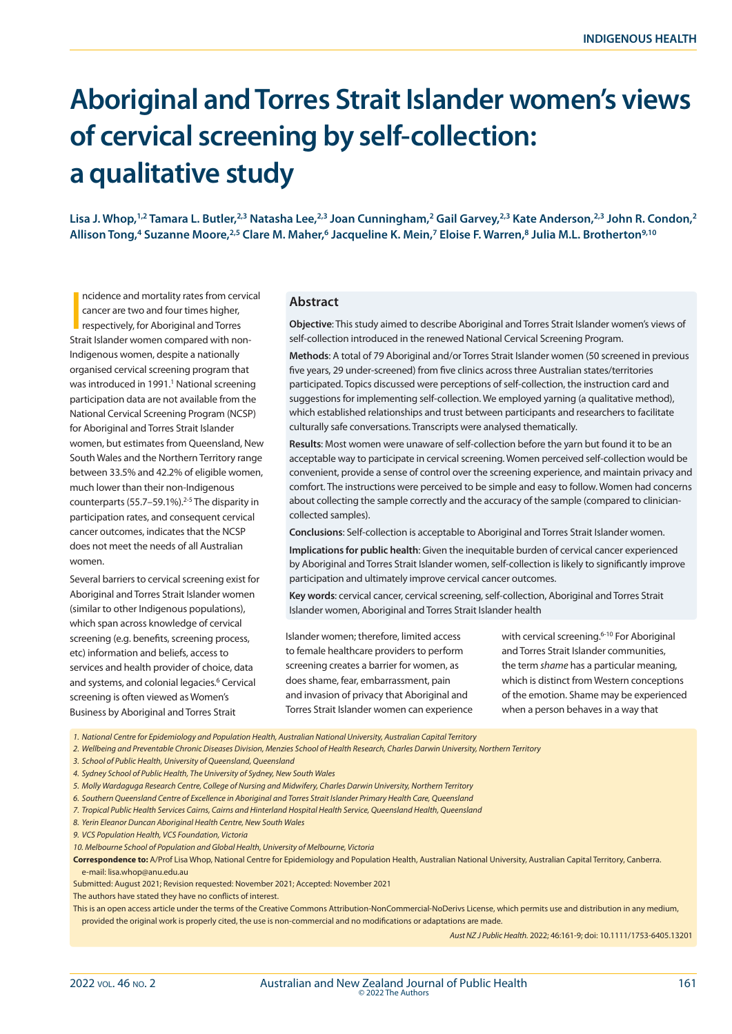# Aboriginal and Torres Strait Islander women's views of cervical screening by self-collection: a qualitative study

**Lisa J. Whop,[1,2] Tamara L. Butler,[2,3] Natasha Lee,[2,3] Joan Cunningham,[2] Gail Garvey,[2,3] Kate Anderson,[2,3] John R. Condon,[2] Allison Tong,[4] Suzanne Moore,[2,5] Clare M. Maher,[6] Jacqueline K. Mein,[7] Eloise F. Warren,[8] Julia M.L. Brotherton[9,10]**

## Abstract

**Objective**: This study aimed to describe Aboriginal and Torres Strait Islander women's views of self-collection introduced in the renewed National Cervical Screening Program.

**Methods**: A total of 79 Aboriginal and/or Torres Strait Islander women (50 screened in previous five years, 29 under-screened) from five clinics across three Australian states/territories participated. Topics discussed were perceptions of self-collection, the instruction card and suggestions for implementing self-collection. We employed yarning (a qualitative method), which established relationships and trust between participants and researchers to facilitate culturally safe conversations. Transcripts were analysed thematically.

**Results**: Most women were unaware of self-collection before the yarn but found it to be an acceptable way to participate in cervical screening. Women perceived self-collection would be convenient, provide a sense of control over the screening experience, and maintain privacy and comfort. The instructions were perceived to be simple and easy to follow. Women had concerns about collecting the sample correctly and the accuracy of the sample (compared to clinician-collected samples).

**Conclusions**: Self-collection is acceptable to Aboriginal and Torres Strait Islander women.

**Implications for public health**: Given the inequitable burden of cervical cancer experienced by Aboriginal and Torres Strait Islander women, self-collection is likely to significantly improve participation and ultimately improve cervical cancer outcomes.

**Key words**: cervical cancer, cervical screening, self-collection, Aboriginal and Torres Strait Islander women, Aboriginal and Torres Strait Islander health

Incidence and mortality rates from cervical cancer are two and four times higher, respectively, for Aboriginal and Torres Strait Islander women compared with non-Indigenous women, despite a nationally organised cervical screening program that was introduced in 1991.[1] National screening participation data are not available from the National Cervical Screening Program (NCSP) for Aboriginal and Torres Strait Islander women, but estimates from Queensland, New South Wales and the Northern Territory range between 33.5% and 42.2% of eligible women, much lower than their non-Indigenous counterparts (55.7–59.1%).[2-5] The disparity in participation rates, and consequent cervical cancer outcomes, indicates that the NCSP does not meet the needs of all Australian women.

Several barriers to cervical screening exist for Aboriginal and Torres Strait Islander women (similar to other Indigenous populations), which span across knowledge of cervical screening (e.g. benefits, screening process, etc) information and beliefs, access to services and health provider of choice, data and systems, and colonial legacies.[6] Cervical screening is often viewed as Women's Business by Aboriginal and Torres Strait Islander women; therefore, limited access to female healthcare providers to perform screening creates a barrier for women, as does shame, fear, embarrassment, pain and invasion of privacy that Aboriginal and Torres Strait Islander women can experience with cervical screening.[6-10] For Aboriginal and Torres Strait Islander communities, the term *shame* has a particular meaning, which is distinct from Western conceptions of the emotion. Shame may be experienced when a person behaves in a way that

1. National Centre for Epidemiology and Population Health, Australian National University, Australian Capital Territory
2. Wellbeing and Preventable Chronic Diseases Division, Menzies School of Health Research, Charles Darwin University, Northern Territory
3. School of Public Health, University of Queensland, Queensland
4. Sydney School of Public Health, The University of Sydney, New South Wales
5. Molly Wardaguga Research Centre, College of Nursing and Midwifery, Charles Darwin University, Northern Territory
6. Southern Queensland Centre of Excellence in Aboriginal and Torres Strait Islander Primary Health Care, Queensland
7. Tropical Public Health Services Cairns, Cairns and Hinterland Hospital Health Service, Queensland Health, Queensland
8. Yerin Eleanor Duncan Aboriginal Health Centre, New South Wales
9. VCS Population Health, VCS Foundation, Victoria
10. Melbourne School of Population and Global Health, University of Melbourne, Victoria

**Correspondence to:** A/Prof Lisa Whop, National Centre for Epidemiology and Population Health, Australian National University, Australian Capital Territory, Canberra. e-mail: lisa.whop@anu.edu.au

Submitted: August 2021; Revision requested: November 2021; Accepted: November 2021

The authors have stated they have no conflicts of interest.

This is an open access article under the terms of the Creative Commons Attribution-NonCommercial-NoDerivs License, which permits use and distribution in any medium, provided the original work is properly cited, the use is non-commercial and no modifications or adaptations are made.

*Aust NZ J Public Health.* 2022; 46:161-9; doi: 10.1111/1753-6405.13201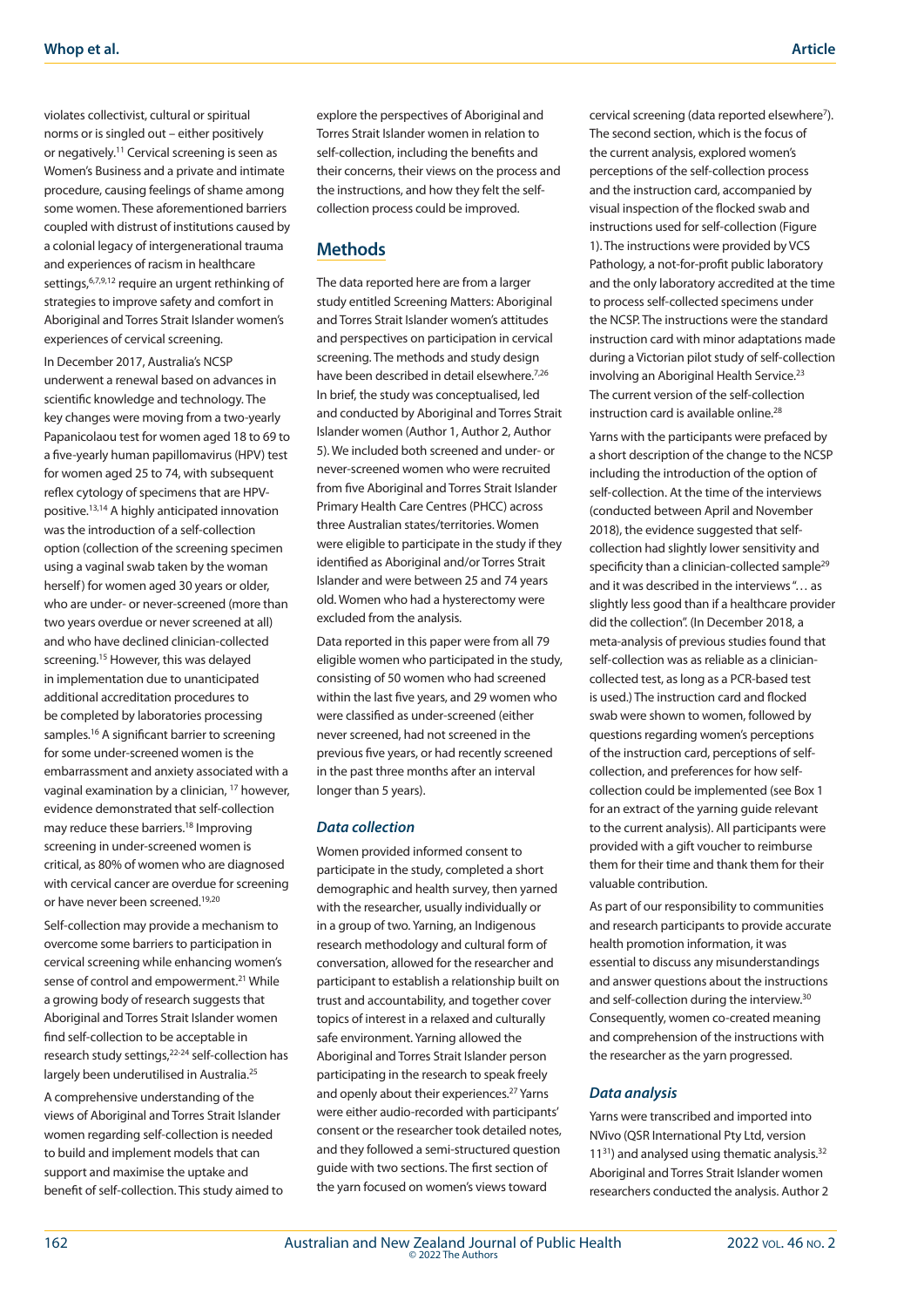violates collectivist, cultural or spiritual norms or is singled out – either positively or negatively.[11] Cervical screening is seen as Women's Business and a private and intimate procedure, causing feelings of shame among some women. These aforementioned barriers coupled with distrust of institutions caused by a colonial legacy of intergenerational trauma and experiences of racism in healthcare settings,[6,7,9,12] require an urgent rethinking of strategies to improve safety and comfort in Aboriginal and Torres Strait Islander women's experiences of cervical screening.

In December 2017, Australia's NCSP underwent a renewal based on advances in scientific knowledge and technology. The key changes were moving from a two-yearly Papanicolaou test for women aged 18 to 69 to a five-yearly human papillomavirus (HPV) test for women aged 25 to 74, with subsequent reflex cytology of specimens that are HPV-positive.[13,14] A highly anticipated innovation was the introduction of a self-collection option (collection of the screening specimen using a vaginal swab taken by the woman herself) for women aged 30 years or older, who are under- or never-screened (more than two years overdue or never screened at all) and who have declined clinician-collected screening.[15] However, this was delayed in implementation due to unanticipated additional accreditation procedures to be completed by laboratories processing samples.[16] A significant barrier to screening for some under-screened women is the embarrassment and anxiety associated with a vaginal examination by a clinician, [17] however, evidence demonstrated that self-collection may reduce these barriers.[18] Improving screening in under-screened women is critical, as 80% of women who are diagnosed with cervical cancer are overdue for screening or have never been screened.[19,20]

Self-collection may provide a mechanism to overcome some barriers to participation in cervical screening while enhancing women's sense of control and empowerment.[21] While a growing body of research suggests that Aboriginal and Torres Strait Islander women find self-collection to be acceptable in research study settings,[22-24] self-collection has largely been underutilised in Australia.[25]

A comprehensive understanding of the views of Aboriginal and Torres Strait Islander women regarding self-collection is needed to build and implement models that can support and maximise the uptake and benefit of self-collection. This study aimed to explore the perspectives of Aboriginal and Torres Strait Islander women in relation to self-collection, including the benefits and their concerns, their views on the process and the instructions, and how they felt the self-collection process could be improved.

## Methods

The data reported here are from a larger study entitled Screening Matters: Aboriginal and Torres Strait Islander women's attitudes and perspectives on participation in cervical screening. The methods and study design have been described in detail elsewhere.[7,26] In brief, the study was conceptualised, led and conducted by Aboriginal and Torres Strait Islander women (Author 1, Author 2, Author 5). We included both screened and under- or never-screened women who were recruited from five Aboriginal and Torres Strait Islander Primary Health Care Centres (PHCC) across three Australian states/territories. Women were eligible to participate in the study if they identified as Aboriginal and/or Torres Strait Islander and were between 25 and 74 years old. Women who had a hysterectomy were excluded from the analysis.

Data reported in this paper were from all 79 eligible women who participated in the study, consisting of 50 women who had screened within the last five years, and 29 women who were classified as under-screened (either never screened, had not screened in the previous five years, or had recently screened in the past three months after an interval longer than 5 years).

### *Data collection*

Women provided informed consent to participate in the study, completed a short demographic and health survey, then yarned with the researcher, usually individually or in a group of two. Yarning, an Indigenous research methodology and cultural form of conversation, allowed for the researcher and participant to establish a relationship built on trust and accountability, and together cover topics of interest in a relaxed and culturally safe environment. Yarning allowed the Aboriginal and Torres Strait Islander person participating in the research to speak freely and openly about their experiences.[27] Yarns were either audio-recorded with participants' consent or the researcher took detailed notes, and they followed a semi-structured question guide with two sections. The first section of the yarn focused on women's views toward cervical screening (data reported elsewhere[7]). The second section, which is the focus of the current analysis, explored women's perceptions of the self-collection process and the instruction card, accompanied by visual inspection of the flocked swab and instructions used for self-collection (Figure 1). The instructions were provided by VCS Pathology, a not-for-profit public laboratory and the only laboratory accredited at the time to process self-collected specimens under the NCSP. The instructions were the standard instruction card with minor adaptations made during a Victorian pilot study of self-collection involving an Aboriginal Health Service.[23] The current version of the self-collection instruction card is available online.[28]

Yarns with the participants were prefaced by a short description of the change to the NCSP including the introduction of the option of self-collection. At the time of the interviews (conducted between April and November 2018), the evidence suggested that self-collection had slightly lower sensitivity and specificity than a clinician-collected sample[29] and it was described in the interviews "… as slightly less good than if a healthcare provider did the collection". (In December 2018, a meta-analysis of previous studies found that self-collection was as reliable as a clinician-collected test, as long as a PCR-based test is used.) The instruction card and flocked swab were shown to women, followed by questions regarding women's perceptions of the instruction card, perceptions of self-collection, and preferences for how self-collection could be implemented (see Box 1 for an extract of the yarning guide relevant to the current analysis). All participants were provided with a gift voucher to reimburse them for their time and thank them for their valuable contribution.

As part of our responsibility to communities and research participants to provide accurate health promotion information, it was essential to discuss any misunderstandings and answer questions about the instructions and self-collection during the interview.[30] Consequently, women co-created meaning and comprehension of the instructions with the researcher as the yarn progressed.

### *Data analysis*

Yarns were transcribed and imported into NVivo (QSR International Pty Ltd, version 11[31]) and analysed using thematic analysis.[32] Aboriginal and Torres Strait Islander women researchers conducted the analysis. Author 2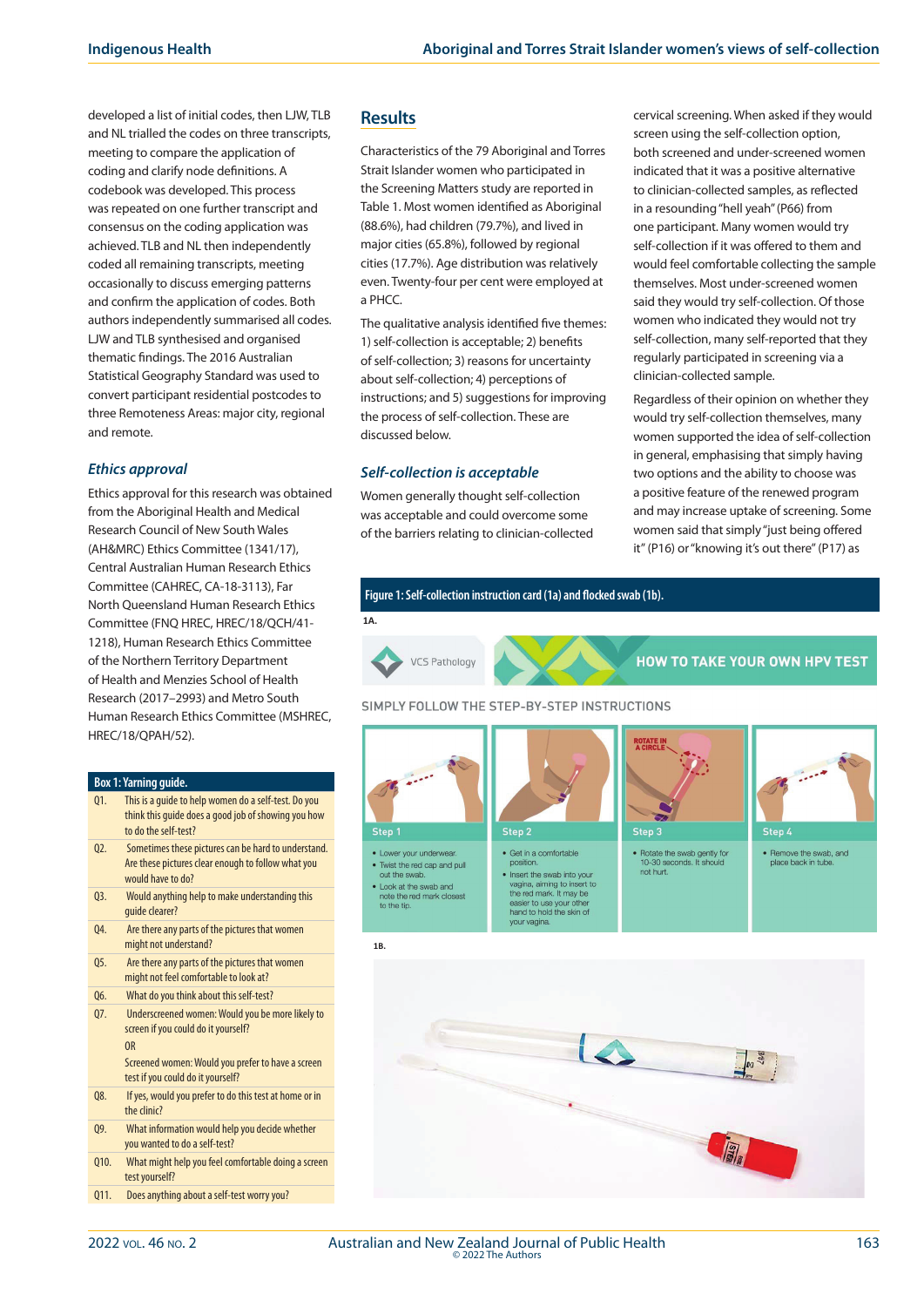developed a list of initial codes, then LJW, TLB and NL trialled the codes on three transcripts, meeting to compare the application of coding and clarify node definitions. A codebook was developed. This process was repeated on one further transcript and consensus on the coding application was achieved. TLB and NL then independently coded all remaining transcripts, meeting occasionally to discuss emerging patterns and confirm the application of codes. Both authors independently summarised all codes. LJW and TLB synthesised and organised thematic findings. The 2016 Australian Statistical Geography Standard was used to convert participant residential postcodes to three Remoteness Areas: major city, regional and remote.

### *Ethics approval*

Ethics approval for this research was obtained from the Aboriginal Health and Medical Research Council of New South Wales (AH&MRC) Ethics Committee (1341/17), Central Australian Human Research Ethics Committee (CAHREC, CA-18-3113), Far North Queensland Human Research Ethics Committee (FNQ HREC, HREC/18/QCH/41-1218), Human Research Ethics Committee of the Northern Territory Department of Health and Menzies School of Health Research (2017–2993) and Metro South Human Research Ethics Committee (MSHREC, HREC/18/QPAH/52).

**Box 1: Yarning guide.**

| | |
|---|---|
| Q1. | This is a guide to help women do a self-test. Do you think this guide does a good job of showing you how to do the self-test? |
| Q2. | Sometimes these pictures can be hard to understand. Are these pictures clear enough to follow what you would have to do? |
| Q3. | Would anything help to make understanding this guide clearer? |
| Q4. | Are there any parts of the pictures that women might not understand? |
| Q5. | Are there any parts of the pictures that women might not feel comfortable to look at? |
| Q6. | What do you think about this self-test? |
| Q7. | Underscreened women: Would you be more likely to screen if you could do it yourself? OR Screened women: Would you prefer to have a screen test if you could do it yourself? |
| Q8. | If yes, would you prefer to do this test at home or in the clinic? |
| Q9. | What information would help you decide whether you wanted to do a self-test? |
| Q10. | What might help you feel comfortable doing a screen test yourself? |
| Q11. | Does anything about a self-test worry you? |

## Results

Characteristics of the 79 Aboriginal and Torres Strait Islander women who participated in the Screening Matters study are reported in Table 1. Most women identified as Aboriginal (88.6%), had children (79.7%), and lived in major cities (65.8%), followed by regional cities (17.7%). Age distribution was relatively even. Twenty-four per cent were employed at a PHCC.

The qualitative analysis identified five themes: 1) self-collection is acceptable; 2) benefits of self-collection; 3) reasons for uncertainty about self-collection; 4) perceptions of instructions; and 5) suggestions for improving the process of self-collection. These are discussed below.

### *Self-collection is acceptable*

Women generally thought self-collection was acceptable and could overcome some of the barriers relating to clinician-collected cervical screening. When asked if they would screen using the self-collection option, both screened and under-screened women indicated that it was a positive alternative to clinician-collected samples, as reflected in a resounding "hell yeah" (P66) from one participant. Many women would try self-collection if it was offered to them and would feel comfortable collecting the sample themselves. Most under-screened women said they would try self-collection. Of those women who indicated they would not try self-collection, many self-reported that they regularly participated in screening via a clinician-collected sample.

Regardless of their opinion on whether they would try self-collection themselves, many women supported the idea of self-collection in general, emphasising that simply having two options and the ability to choose was a positive feature of the renewed program and may increase uptake of screening. Some women said that simply "just being offered it" (P16) or "knowing it's out there" (P17) as

**Figure 1: Self-collection instruction card (1a) and flocked swab (1b).**

1A.

VCS Pathology — HOW TO TAKE YOUR OWN HPV TEST

SIMPLY FOLLOW THE STEP-BY-STEP INSTRUCTIONS

Step 1
- Lower your underwear.
- Twist the red cap and pull out the swab.
- Look at the swab and note the red mark closest to the tip.

Step 2
- Get in a comfortable position.
- Insert the swab into your vagina, aiming to insert to the red mark. It may be easier to use your other hand to hold the skin of your vagina.

Step 3 (ROTATE IN A CIRCLE)
- Rotate the swab gently for 10-30 seconds. It should not hurt.

Step 4
- Remove the swab, and place back in tube.

1B.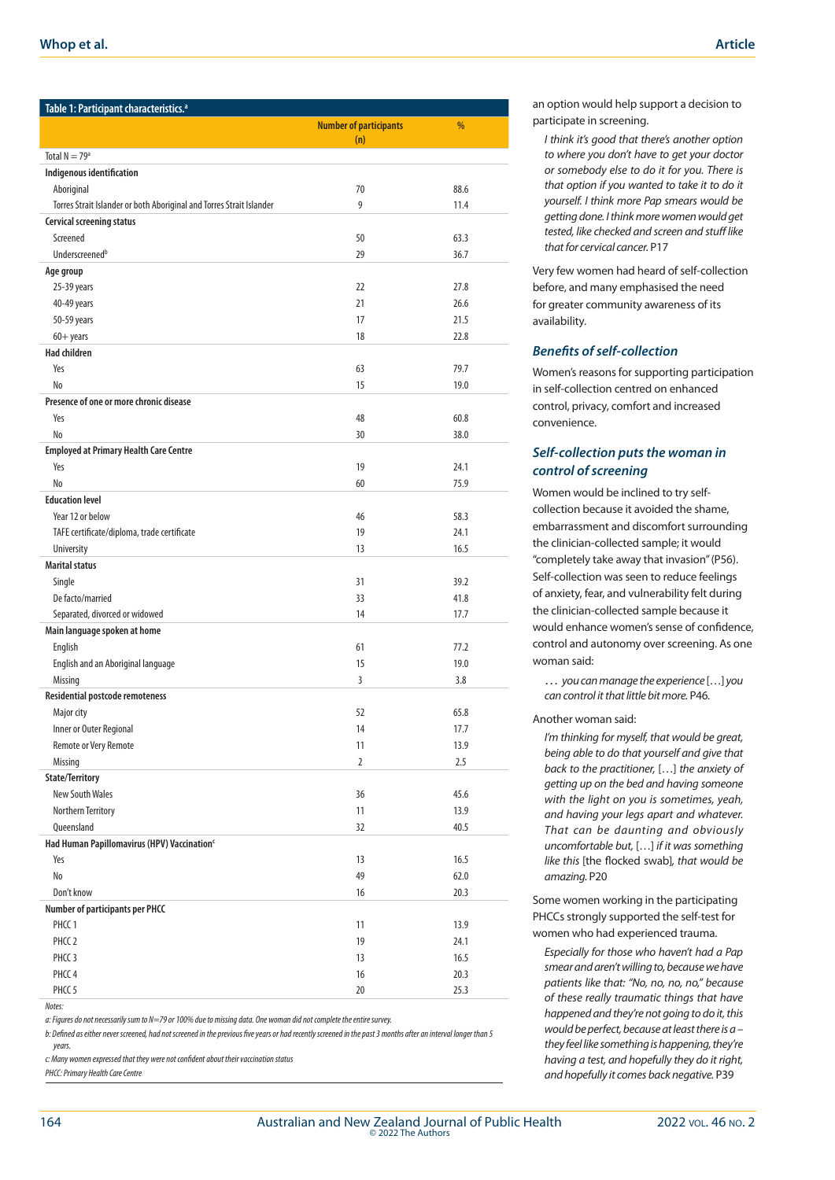**Table 1: Participant characteristics.[a]**

| | Number of participants (n) | % |
|---|---|---|
| Total N = 79[a] | | |
| **Indigenous identification** | | |
| Aboriginal | 70 | 88.6 |
| Torres Strait Islander or both Aboriginal and Torres Strait Islander | 9 | 11.4 |
| **Cervical screening status** | | |
| Screened | 50 | 63.3 |
| Underscreened[b] | 29 | 36.7 |
| **Age group** | | |
| 25-39 years | 22 | 27.8 |
| 40-49 years | 21 | 26.6 |
| 50-59 years | 17 | 21.5 |
| 60+ years | 18 | 22.8 |
| **Had children** | | |
| Yes | 63 | 79.7 |
| No | 15 | 19.0 |
| **Presence of one or more chronic disease** | | |
| Yes | 48 | 60.8 |
| No | 30 | 38.0 |
| **Employed at Primary Health Care Centre** | | |
| Yes | 19 | 24.1 |
| No | 60 | 75.9 |
| **Education level** | | |
| Year 12 or below | 46 | 58.3 |
| TAFE certificate/diploma, trade certificate | 19 | 24.1 |
| University | 13 | 16.5 |
| **Marital status** | | |
| Single | 31 | 39.2 |
| De facto/married | 33 | 41.8 |
| Separated, divorced or widowed | 14 | 17.7 |
| **Main language spoken at home** | | |
| English | 61 | 77.2 |
| English and an Aboriginal language | 15 | 19.0 |
| Missing | 3 | 3.8 |
| **Residential postcode remoteness** | | |
| Major city | 52 | 65.8 |
| Inner or Outer Regional | 14 | 17.7 |
| Remote or Very Remote | 11 | 13.9 |
| Missing | 2 | 2.5 |
| **State/Territory** | | |
| New South Wales | 36 | 45.6 |
| Northern Territory | 11 | 13.9 |
| Queensland | 32 | 40.5 |
| **Had Human Papillomavirus (HPV) Vaccination[c]** | | |
| Yes | 13 | 16.5 |
| No | 49 | 62.0 |
| Don't know | 16 | 20.3 |
| **Number of participants per PHCC** | | |
| PHCC 1 | 11 | 13.9 |
| PHCC 2 | 19 | 24.1 |
| PHCC 3 | 13 | 16.5 |
| PHCC 4 | 16 | 20.3 |
| PHCC 5 | 20 | 25.3 |

*Notes:*

*a: Figures do not necessarily sum to N=79 or 100% due to missing data. One woman did not complete the entire survey.*

*b: Defined as either never screened, had not screened in the previous five years or had recently screened in the past 3 months after an interval longer than 5 years.*

*c: Many women expressed that they were not confident about their vaccination status*

*PHCC: Primary Health Care Centre*

an option would help support a decision to participate in screening.

> *I think it's good that there's another option to where you don't have to get your doctor or somebody else to do it for you. There is that option if you wanted to take it to do it yourself. I think more Pap smears would be getting done. I think more women would get tested, like checked and screen and stuff like that for cervical cancer.* P17

Very few women had heard of self-collection before, and many emphasised the need for greater community awareness of its availability.

### *Benefits of self-collection*

Women's reasons for supporting participation in self-collection centred on enhanced control, privacy, comfort and increased convenience.

### *Self-collection puts the woman in control of screening*

Women would be inclined to try self-collection because it avoided the shame, embarrassment and discomfort surrounding the clinician-collected sample; it would "completely take away that invasion" (P56). Self-collection was seen to reduce feelings of anxiety, fear, and vulnerability felt during the clinician-collected sample because it would enhance women's sense of confidence, control and autonomy over screening. As one woman said:

> *… you can manage the experience […] you can control it that little bit more.* P46.

Another woman said:

> *I'm thinking for myself, that would be great, being able to do that yourself and give that back to the practitioner,* […] *the anxiety of getting up on the bed and having someone with the light on you is sometimes, yeah, and having your legs apart and whatever. That can be daunting and obviously uncomfortable but,* […] *if it was something like this* [the flocked swab]*, that would be amazing.* P20

Some women working in the participating PHCCs strongly supported the self-test for women who had experienced trauma.

> *Especially for those who haven't had a Pap smear and aren't willing to, because we have patients like that: "No, no, no, no," because of these really traumatic things that have happened and they're not going to do it, this would be perfect, because at least there is a – they feel like something is happening, they're having a test, and hopefully they do it right, and hopefully it comes back negative.* P39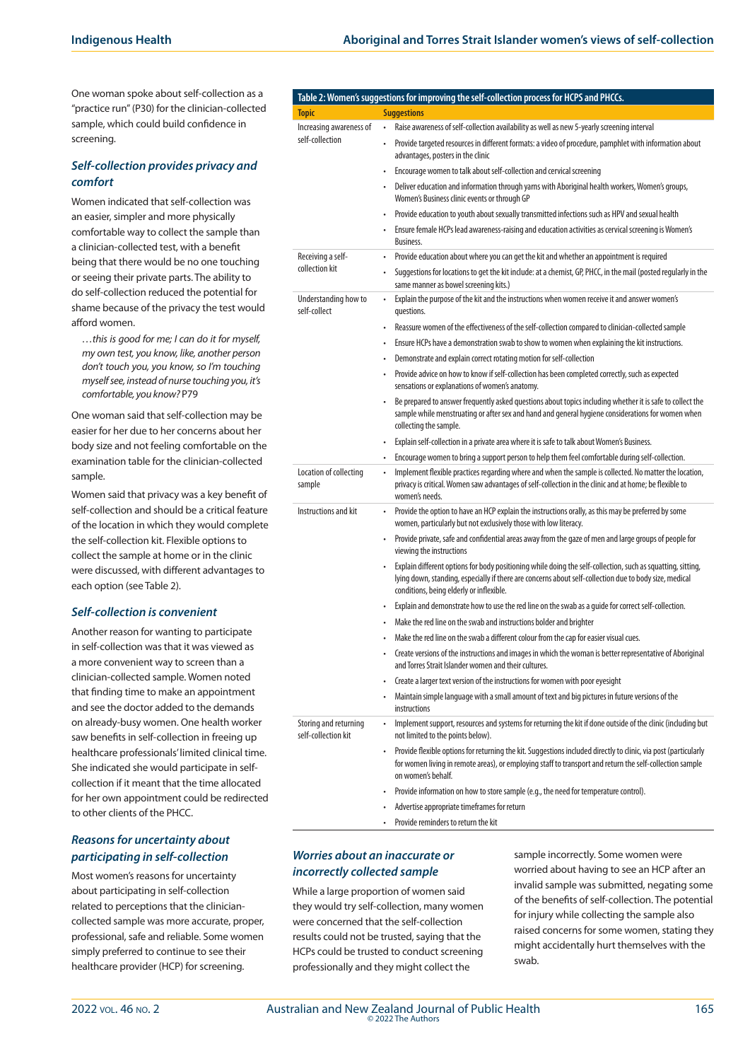One woman spoke about self-collection as a "practice run" (P30) for the clinician-collected sample, which could build confidence in screening.

### *Self-collection provides privacy and comfort*

Women indicated that self-collection was an easier, simpler and more physically comfortable way to collect the sample than a clinician-collected test, with a benefit being that there would be no one touching or seeing their private parts. The ability to do self-collection reduced the potential for shame because of the privacy the test would afford women.

> *…this is good for me; I can do it for myself, my own test, you know, like, another person don't touch you, you know, so I'm touching myself see, instead of nurse touching you, it's comfortable, you know?* P79

One woman said that self-collection may be easier for her due to her concerns about her body size and not feeling comfortable on the examination table for the clinician-collected sample.

Women said that privacy was a key benefit of self-collection and should be a critical feature of the location in which they would complete the self-collection kit. Flexible options to collect the sample at home or in the clinic were discussed, with different advantages to each option (see Table 2).

### *Self-collection is convenient*

Another reason for wanting to participate in self-collection was that it was viewed as a more convenient way to screen than a clinician-collected sample. Women noted that finding time to make an appointment and see the doctor added to the demands on already-busy women. One health worker saw benefits in self-collection in freeing up healthcare professionals' limited clinical time. She indicated she would participate in self-collection if it meant that the time allocated for her own appointment could be redirected to other clients of the PHCC.

### *Reasons for uncertainty about participating in self-collection*

Most women's reasons for uncertainty about participating in self-collection related to perceptions that the clinician-collected sample was more accurate, proper, professional, safe and reliable. Some women simply preferred to continue to see their healthcare provider (HCP) for screening.

**Table 2: Women's suggestions for improving the self-collection process for HCPS and PHCCs.**

| Topic | Suggestions |
|---|---|
| Increasing awareness of self-collection | • Raise awareness of self-collection availability as well as new 5-yearly screening interval |
| | • Provide targeted resources in different formats: a video of procedure, pamphlet with information about advantages, posters in the clinic |
| | • Encourage women to talk about self-collection and cervical screening |
| | • Deliver education and information through yarns with Aboriginal health workers, Women's groups, Women's Business clinic events or through GP |
| | • Provide education to youth about sexually transmitted infections such as HPV and sexual health |
| | • Ensure female HCPs lead awareness-raising and education activities as cervical screening is Women's Business. |
| Receiving a self-collection kit | • Provide education about where you can get the kit and whether an appointment is required |
| | • Suggestions for locations to get the kit include: at a chemist, GP, PHCC, in the mail (posted regularly in the same manner as bowel screening kits.) |
| Understanding how to self-collect | • Explain the purpose of the kit and the instructions when women receive it and answer women's questions. |
| | • Reassure women of the effectiveness of the self-collection compared to clinician-collected sample |
| | • Ensure HCPs have a demonstration swab to show to women when explaining the kit instructions. |
| | • Demonstrate and explain correct rotating motion for self-collection |
| | • Provide advice on how to know if self-collection has been completed correctly, such as expected sensations or explanations of women's anatomy. |
| | • Be prepared to answer frequently asked questions about topics including whether it is safe to collect the sample while menstruating or after sex and hand and general hygiene considerations for women when collecting the sample. |
| | • Explain self-collection in a private area where it is safe to talk about Women's Business. |
| | • Encourage women to bring a support person to help them feel comfortable during self-collection. |
| Location of collecting sample | • Implement flexible practices regarding where and when the sample is collected. No matter the location, privacy is critical. Women saw advantages of self-collection in the clinic and at home; be flexible to women's needs. |
| Instructions and kit | • Provide the option to have an HCP explain the instructions orally, as this may be preferred by some women, particularly but not exclusively those with low literacy. |
| | • Provide private, safe and confidential areas away from the gaze of men and large groups of people for viewing the instructions |
| | • Explain different options for body positioning while doing the self-collection, such as squatting, sitting, lying down, standing, especially if there are concerns about self-collection due to body size, medical conditions, being elderly or inflexible. |
| | • Explain and demonstrate how to use the red line on the swab as a guide for correct self-collection. |
| | • Make the red line on the swab and instructions bolder and brighter |
| | • Make the red line on the swab a different colour from the cap for easier visual cues. |
| | • Create versions of the instructions and images in which the woman is better representative of Aboriginal and Torres Strait Islander women and their cultures. |
| | • Create a larger text version of the instructions for women with poor eyesight |
| | • Maintain simple language with a small amount of text and big pictures in future versions of the instructions |
| Storing and returning self-collection kit | • Implement support, resources and systems for returning the kit if done outside of the clinic (including but not limited to the points below). |
| | • Provide flexible options for returning the kit. Suggestions included directly to clinic, via post (particularly for women living in remote areas), or employing staff to transport and return the self-collection sample on women's behalf. |
| | • Provide information on how to store sample (e.g., the need for temperature control). |
| | • Advertise appropriate timeframes for return |
| | • Provide reminders to return the kit |

### *Worries about an inaccurate or incorrectly collected sample*

While a large proportion of women said they would try self-collection, many women were concerned that the self-collection results could not be trusted, saying that the HCPs could be trusted to conduct screening professionally and they might collect the sample incorrectly. Some women were worried about having to see an HCP after an invalid sample was submitted, negating some of the benefits of self-collection. The potential for injury while collecting the sample also raised concerns for some women, stating they might accidentally hurt themselves with the swab.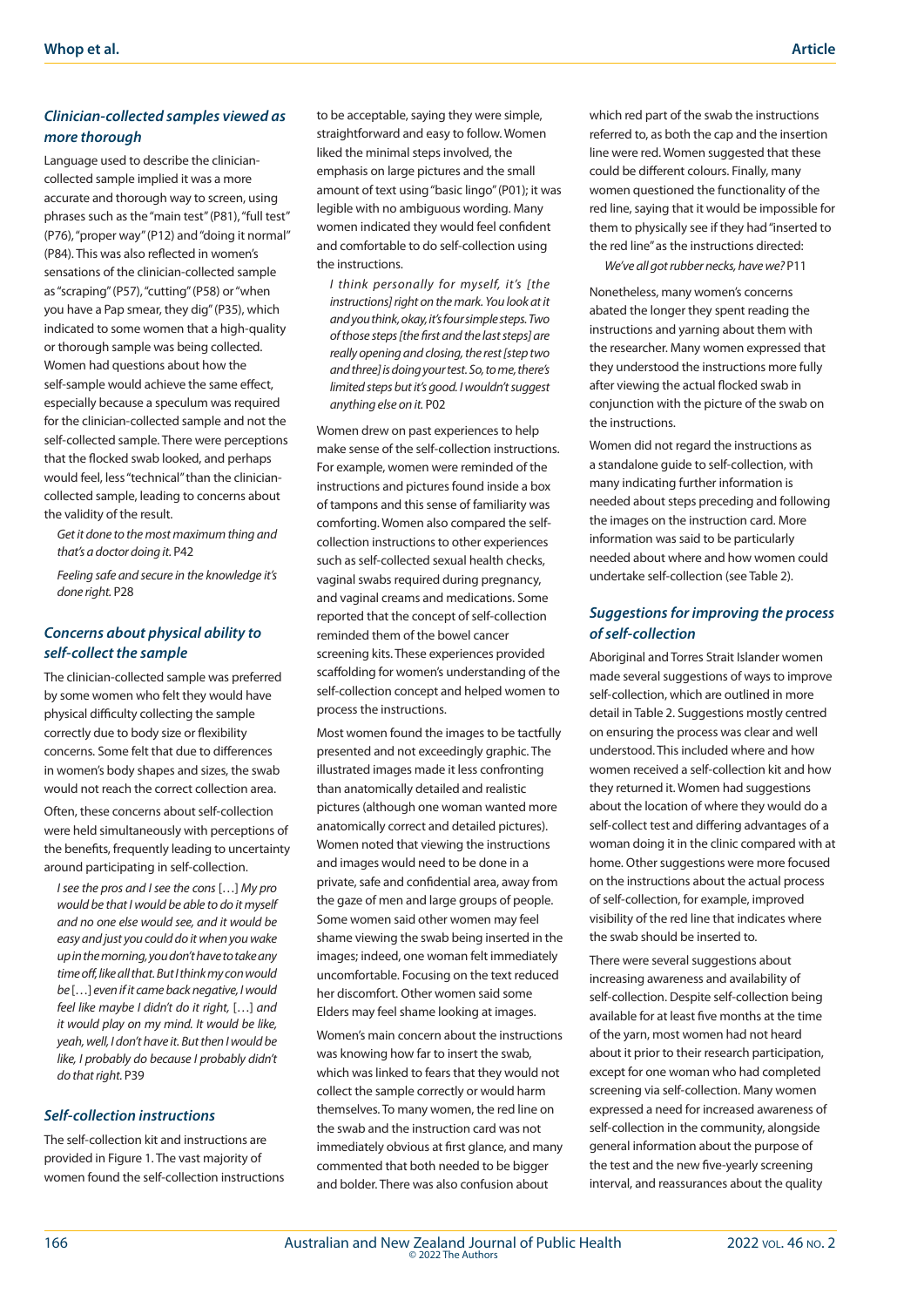### Clinician-collected samples viewed as more thorough

Language used to describe the clinician-collected sample implied it was a more accurate and thorough way to screen, using phrases such as the "main test" (P81), "full test" (P76), "proper way" (P12) and "doing it normal" (P84). This was also reflected in women's sensations of the clinician-collected sample as "scraping" (P57), "cutting" (P58) or "when you have a Pap smear, they dig" (P35), which indicated to some women that a high-quality or thorough sample was being collected. Women had questions about how the self-sample would achieve the same effect, especially because a speculum was required for the clinician-collected sample and not the self-collected sample. There were perceptions that the flocked swab looked, and perhaps would feel, less "technical" than the clinician-collected sample, leading to concerns about the validity of the result.

> *Get it done to the most maximum thing and that's a doctor doing it.* P42

> *Feeling safe and secure in the knowledge it's done right.* P28

### Concerns about physical ability to self-collect the sample

The clinician-collected sample was preferred by some women who felt they would have physical difficulty collecting the sample correctly due to body size or flexibility concerns. Some felt that due to differences in women's body shapes and sizes, the swab would not reach the correct collection area.

Often, these concerns about self-collection were held simultaneously with perceptions of the benefits, frequently leading to uncertainty around participating in self-collection.

> *I see the pros and I see the cons* […] *My pro would be that I would be able to do it myself and no one else would see, and it would be easy and just you could do it when you wake up in the morning, you don't have to take any time off, like all that. But I think my con would be* […] *even if it came back negative, I would feel like maybe I didn't do it right,* […] *and it would play on my mind. It would be like, yeah, well, I don't have it. But then I would be like, I probably do because I probably didn't do that right.* P39

### Self-collection instructions

The self-collection kit and instructions are provided in Figure 1. The vast majority of women found the self-collection instructions to be acceptable, saying they were simple, straightforward and easy to follow. Women liked the minimal steps involved, the emphasis on large pictures and the small amount of text using "basic lingo" (P01); it was legible with no ambiguous wording. Many women indicated they would feel confident and comfortable to do self-collection using the instructions.

> *I think personally for myself, it's [the instructions] right on the mark. You look at it and you think, okay, it's four simple steps. Two of those steps [the first and the last steps] are really opening and closing, the rest [step two and three] is doing your test. So, to me, there's limited steps but it's good. I wouldn't suggest anything else on it.* P02

Women drew on past experiences to help make sense of the self-collection instructions. For example, women were reminded of the instructions and pictures found inside a box of tampons and this sense of familiarity was comforting. Women also compared the self-collection instructions to other experiences such as self-collected sexual health checks, vaginal swabs required during pregnancy, and vaginal creams and medications. Some reported that the concept of self-collection reminded them of the bowel cancer screening kits. These experiences provided scaffolding for women's understanding of the self-collection concept and helped women to process the instructions.

Most women found the images to be tactfully presented and not exceedingly graphic. The illustrated images made it less confronting than anatomically detailed and realistic pictures (although one woman wanted more anatomically correct and detailed pictures). Women noted that viewing the instructions and images would need to be done in a private, safe and confidential area, away from the gaze of men and large groups of people. Some women said other women may feel shame viewing the swab being inserted in the images; indeed, one woman felt immediately uncomfortable. Focusing on the text reduced her discomfort. Other women said some Elders may feel shame looking at images.

Women's main concern about the instructions was knowing how far to insert the swab, which was linked to fears that they would not collect the sample correctly or would harm themselves. To many women, the red line on the swab and the instruction card was not immediately obvious at first glance, and many commented that both needed to be bigger and bolder. There was also confusion about which red part of the swab the instructions referred to, as both the cap and the insertion line were red. Women suggested that these could be different colours. Finally, many women questioned the functionality of the red line, saying that it would be impossible for them to physically see if they had "inserted to the red line" as the instructions directed:

> *We've all got rubber necks, have we?* P11

Nonetheless, many women's concerns abated the longer they spent reading the instructions and yarning about them with the researcher. Many women expressed that they understood the instructions more fully after viewing the actual flocked swab in conjunction with the picture of the swab on the instructions.

Women did not regard the instructions as a standalone guide to self-collection, with many indicating further information is needed about steps preceding and following the images on the instruction card. More information was said to be particularly needed about where and how women could undertake self-collection (see Table 2).

### Suggestions for improving the process of self-collection

Aboriginal and Torres Strait Islander women made several suggestions of ways to improve self-collection, which are outlined in more detail in Table 2. Suggestions mostly centred on ensuring the process was clear and well understood. This included where and how women received a self-collection kit and how they returned it. Women had suggestions about the location of where they would do a self-collect test and differing advantages of a woman doing it in the clinic compared with at home. Other suggestions were more focused on the instructions about the actual process of self-collection, for example, improved visibility of the red line that indicates where the swab should be inserted to.

There were several suggestions about increasing awareness and availability of self-collection. Despite self-collection being available for at least five months at the time of the yarn, most women had not heard about it prior to their research participation, except for one woman who had completed screening via self-collection. Many women expressed a need for increased awareness of self-collection in the community, alongside general information about the purpose of the test and the new five-yearly screening interval, and reassurances about the quality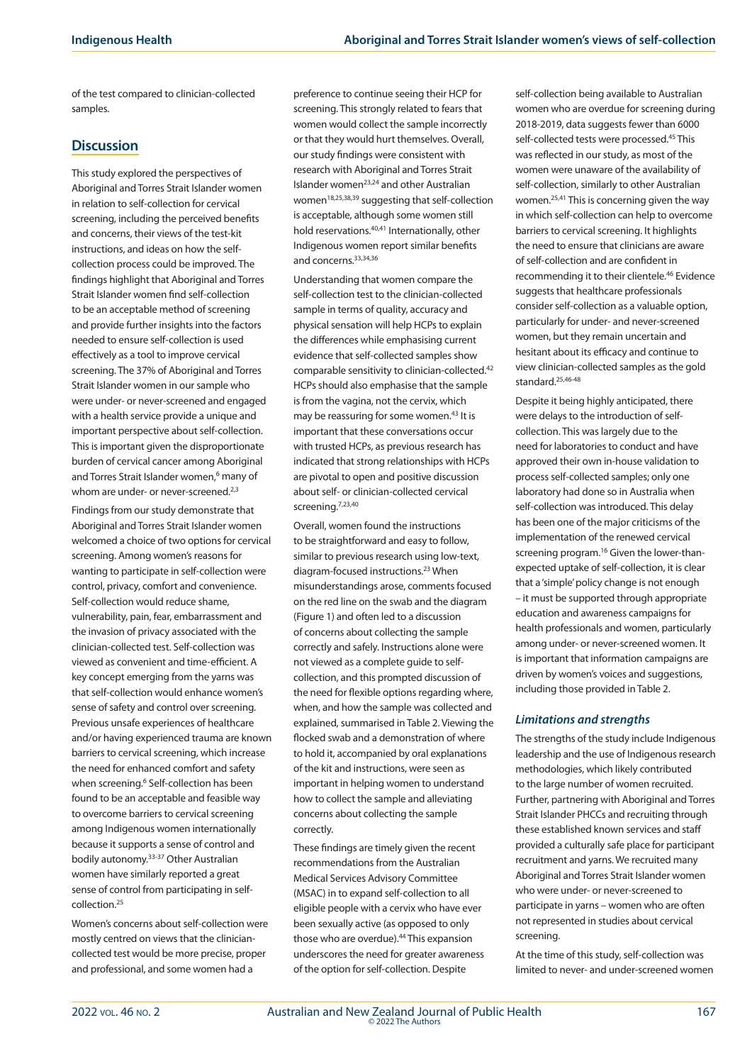of the test compared to clinician-collected samples.

## Discussion

This study explored the perspectives of Aboriginal and Torres Strait Islander women in relation to self-collection for cervical screening, including the perceived benefits and concerns, their views of the test-kit instructions, and ideas on how the self-collection process could be improved. The findings highlight that Aboriginal and Torres Strait Islander women find self-collection to be an acceptable method of screening and provide further insights into the factors needed to ensure self-collection is used effectively as a tool to improve cervical screening. The 37% of Aboriginal and Torres Strait Islander women in our sample who were under- or never-screened and engaged with a health service provide a unique and important perspective about self-collection. This is important given the disproportionate burden of cervical cancer among Aboriginal and Torres Strait Islander women,[6] many of whom are under- or never-screened.[2,3]

Findings from our study demonstrate that Aboriginal and Torres Strait Islander women welcomed a choice of two options for cervical screening. Among women's reasons for wanting to participate in self-collection were control, privacy, comfort and convenience. Self-collection would reduce shame, vulnerability, pain, fear, embarrassment and the invasion of privacy associated with the clinician-collected test. Self-collection was viewed as convenient and time-efficient. A key concept emerging from the yarns was that self-collection would enhance women's sense of safety and control over screening. Previous unsafe experiences of healthcare and/or having experienced trauma are known barriers to cervical screening, which increase the need for enhanced comfort and safety when screening.[6] Self-collection has been found to be an acceptable and feasible way to overcome barriers to cervical screening among Indigenous women internationally because it supports a sense of control and bodily autonomy.[33-37] Other Australian women have similarly reported a great sense of control from participating in self-collection.[25]

Women's concerns about self-collection were mostly centred on views that the clinician-collected test would be more precise, proper and professional, and some women had a preference to continue seeing their HCP for screening. This strongly related to fears that women would collect the sample incorrectly or that they would hurt themselves. Overall, our study findings were consistent with research with Aboriginal and Torres Strait Islander women[23,24] and other Australian women[18,25,38,39] suggesting that self-collection is acceptable, although some women still hold reservations.[40,41] Internationally, other Indigenous women report similar benefits and concerns.[33,34,36]

Understanding that women compare the self-collection test to the clinician-collected sample in terms of quality, accuracy and physical sensation will help HCPs to explain the differences while emphasising current evidence that self-collected samples show comparable sensitivity to clinician-collected.[42] HCPs should also emphasise that the sample is from the vagina, not the cervix, which may be reassuring for some women.[43] It is important that these conversations occur with trusted HCPs, as previous research has indicated that strong relationships with HCPs are pivotal to open and positive discussion about self- or clinician-collected cervical screening.[7,23,40]

Overall, women found the instructions to be straightforward and easy to follow, similar to previous research using low-text, diagram-focused instructions.[23] When misunderstandings arose, comments focused on the red line on the swab and the diagram (Figure 1) and often led to a discussion of concerns about collecting the sample correctly and safely. Instructions alone were not viewed as a complete guide to self-collection, and this prompted discussion of the need for flexible options regarding where, when, and how the sample was collected and explained, summarised in Table 2. Viewing the flocked swab and a demonstration of where to hold it, accompanied by oral explanations of the kit and instructions, were seen as important in helping women to understand how to collect the sample and alleviating concerns about collecting the sample correctly.

These findings are timely given the recent recommendations from the Australian Medical Services Advisory Committee (MSAC) in to expand self-collection to all eligible people with a cervix who have ever been sexually active (as opposed to only those who are overdue).[44] This expansion underscores the need for greater awareness of the option for self-collection. Despite self-collection being available to Australian women who are overdue for screening during 2018-2019, data suggests fewer than 6000 self-collected tests were processed.[45] This was reflected in our study, as most of the women were unaware of the availability of self-collection, similarly to other Australian women.[25,41] This is concerning given the way in which self-collection can help to overcome barriers to cervical screening. It highlights the need to ensure that clinicians are aware of self-collection and are confident in recommending it to their clientele.[46] Evidence suggests that healthcare professionals consider self-collection as a valuable option, particularly for under- and never-screened women, but they remain uncertain and hesitant about its efficacy and continue to view clinician-collected samples as the gold standard.[25,46-48]

Despite it being highly anticipated, there were delays to the introduction of self-collection. This was largely due to the need for laboratories to conduct and have approved their own in-house validation to process self-collected samples; only one laboratory had done so in Australia when self-collection was introduced. This delay has been one of the major criticisms of the implementation of the renewed cervical screening program.[16] Given the lower-than-expected uptake of self-collection, it is clear that a 'simple' policy change is not enough – it must be supported through appropriate education and awareness campaigns for health professionals and women, particularly among under- or never-screened women. It is important that information campaigns are driven by women's voices and suggestions, including those provided in Table 2.

### *Limitations and strengths*

The strengths of the study include Indigenous leadership and the use of Indigenous research methodologies, which likely contributed to the large number of women recruited. Further, partnering with Aboriginal and Torres Strait Islander PHCCs and recruiting through these established known services and staff provided a culturally safe place for participant recruitment and yarns. We recruited many Aboriginal and Torres Strait Islander women who were under- or never-screened to participate in yarns – women who are often not represented in studies about cervical screening.

At the time of this study, self-collection was limited to never- and under-screened women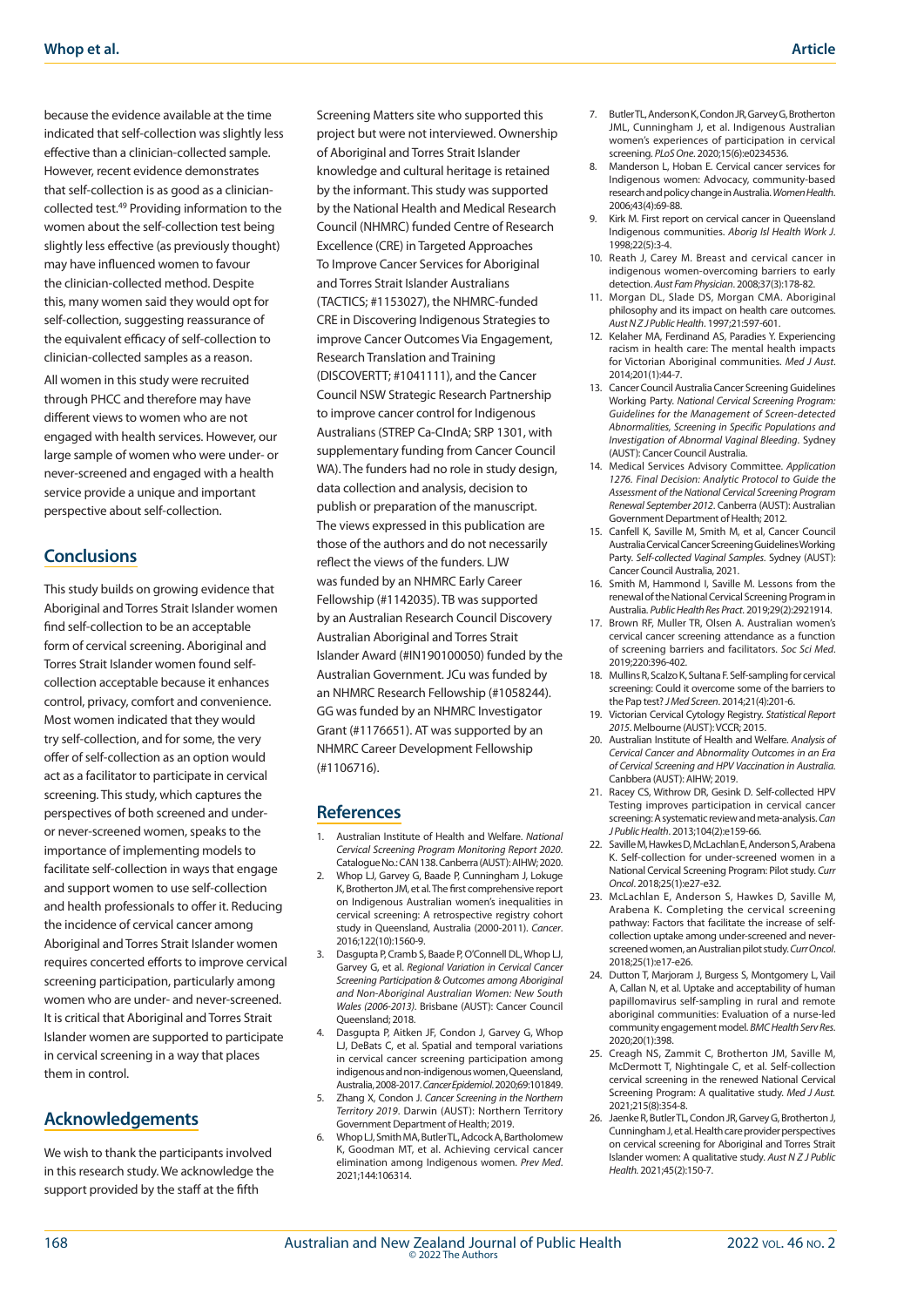because the evidence available at the time indicated that self-collection was slightly less effective than a clinician-collected sample. However, recent evidence demonstrates that self-collection is as good as a clinician-collected test.[49] Providing information to the women about the self-collection test being slightly less effective (as previously thought) may have influenced women to favour the clinician-collected method. Despite this, many women said they would opt for self-collection, suggesting reassurance of the equivalent efficacy of self-collection to clinician-collected samples as a reason.

All women in this study were recruited through PHCC and therefore may have different views to women who are not engaged with health services. However, our large sample of women who were under- or never-screened and engaged with a health service provide a unique and important perspective about self-collection.

## Conclusions

This study builds on growing evidence that Aboriginal and Torres Strait Islander women find self-collection to be an acceptable form of cervical screening. Aboriginal and Torres Strait Islander women found self-collection acceptable because it enhances control, privacy, comfort and convenience. Most women indicated that they would try self-collection, and for some, the very offer of self-collection as an option would act as a facilitator to participate in cervical screening. This study, which captures the perspectives of both screened and under- or never-screened women, speaks to the importance of implementing models to facilitate self-collection in ways that engage and support women to use self-collection and health professionals to offer it. Reducing the incidence of cervical cancer among Aboriginal and Torres Strait Islander women requires concerted efforts to improve cervical screening participation, particularly among women who are under- and never-screened. It is critical that Aboriginal and Torres Strait Islander women are supported to participate in cervical screening in a way that places them in control.

## Acknowledgements

We wish to thank the participants involved in this research study. We acknowledge the support provided by the staff at the fifth Screening Matters site who supported this project but were not interviewed. Ownership of Aboriginal and Torres Strait Islander knowledge and cultural heritage is retained by the informant. This study was supported by the National Health and Medical Research Council (NHMRC) funded Centre of Research Excellence (CRE) in Targeted Approaches To Improve Cancer Services for Aboriginal and Torres Strait Islander Australians (TACTICS; #1153027), the NHMRC-funded CRE in Discovering Indigenous Strategies to improve Cancer Outcomes Via Engagement, Research Translation and Training (DISCOVERTT; #1041111), and the Cancer Council NSW Strategic Research Partnership to improve cancer control for Indigenous Australians (STREP Ca-CIndA; SRP 1301, with supplementary funding from Cancer Council WA). The funders had no role in study design, data collection and analysis, decision to publish or preparation of the manuscript. The views expressed in this publication are those of the authors and do not necessarily reflect the views of the funders. LJW was funded by an NHMRC Early Career Fellowship (#1142035). TB was supported by an Australian Research Council Discovery Australian Aboriginal and Torres Strait Islander Award (#IN190100050) funded by the Australian Government. JCu was funded by an NHMRC Research Fellowship (#1058244). GG was funded by an NHMRC Investigator Grant (#1176651). AT was supported by an NHMRC Career Development Fellowship (#1106716).

## References

1. Australian Institute of Health and Welfare. *National Cervical Screening Program Monitoring Report 2020*. Catalogue No.: CAN 138. Canberra (AUST): AIHW; 2020.
2. Whop LJ, Garvey G, Baade P, Cunningham J, Lokuge K, Brotherton JM, et al. The first comprehensive report on Indigenous Australian women's inequalities in cervical screening: A retrospective registry cohort study in Queensland, Australia (2000-2011). *Cancer*. 2016;122(10):1560-9.
3. Dasgupta P, Cramb S, Baade P, O'Connell DL, Whop LJ, Garvey G, et al. *Regional Variation in Cervical Cancer Screening Participation & Outcomes among Aboriginal and Non-Aboriginal Australian Women: New South Wales (2006-2013)*. Brisbane (AUST): Cancer Council Queensland; 2018.
4. Dasgupta P, Aitken JF, Condon J, Garvey G, Whop LJ, DeBats C, et al. Spatial and temporal variations in cervical cancer screening participation among indigenous and non-indigenous women, Queensland, Australia, 2008-2017. *Cancer Epidemiol*. 2020;69:101849.
5. Zhang X, Condon J. *Cancer Screening in the Northern Territory 2019*. Darwin (AUST): Northern Territory Government Department of Health; 2019.
6. Whop LJ, Smith MA, Butler TL, Adcock A, Bartholomew K, Goodman MT, et al. Achieving cervical cancer elimination among Indigenous women. *Prev Med*. 2021;144:106314.
7. Butler TL, Anderson K, Condon JR, Garvey G, Brotherton JML, Cunningham J, et al. Indigenous Australian women's experiences of participation in cervical screening. *PLoS One*. 2020;15(6):e0234536.
8. Manderson L, Hoban E. Cervical cancer services for Indigenous women: Advocacy, community-based research and policy change in Australia. *Women Health*. 2006;43(4):69-88.
9. Kirk M. First report on cervical cancer in Queensland Indigenous communities. *Aborig Isl Health Work J*. 1998;22(5):3-4.
10. Reath J, Carey M. Breast and cervical cancer in indigenous women-overcoming barriers to early detection. *Aust Fam Physician*. 2008;37(3):178-82.
11. Morgan DL, Slade DS, Morgan CMA. Aboriginal philosophy and its impact on health care outcomes. *Aust N Z J Public Health*. 1997;21:597-601.
12. Kelaher MA, Ferdinand AS, Paradies Y. Experiencing racism in health care: The mental health impacts for Victorian Aboriginal communities. *Med J Aust*. 2014;201(1):44-7.
13. Cancer Council Australia Cancer Screening Guidelines Working Party. *National Cervical Screening Program: Guidelines for the Management of Screen-detected Abnormalities, Screening in Specific Populations and Investigation of Abnormal Vaginal Bleeding*. Sydney (AUST): Cancer Council Australia.
14. Medical Services Advisory Committee. *Application 1276. Final Decision: Analytic Protocol to Guide the Assessment of the National Cervical Screening Program Renewal September 2012*. Canberra (AUST): Australian Government Department of Health; 2012.
15. Canfell K, Saville M, Smith M, et al, Cancer Council Australia Cervical Cancer Screening Guidelines Working Party. *Self-collected Vaginal Samples*. Sydney (AUST): Cancer Council Australia, 2021.
16. Smith M, Hammond I, Saville M. Lessons from the renewal of the National Cervical Screening Program in Australia. *Public Health Res Pract*. 2019;29(2):2921914.
17. Brown RF, Muller TR, Olsen A. Australian women's cervical cancer screening attendance as a function of screening barriers and facilitators. *Soc Sci Med*. 2019;220:396-402.
18. Mullins R, Scalzo K, Sultana F. Self-sampling for cervical screening: Could it overcome some of the barriers to the Pap test? *J Med Screen*. 2014;21(4):201-6.
19. Victorian Cervical Cytology Registry. *Statistical Report 2015*. Melbourne (AUST): VCCR; 2015.
20. Australian Institute of Health and Welfare. *Analysis of Cervical Cancer and Abnormality Outcomes in an Era of Cervical Screening and HPV Vaccination in Australia*. Canbbera (AUST): AIHW; 2019.
21. Racey CS, Withrow DR, Gesink D. Self-collected HPV Testing improves participation in cervical cancer screening: A systematic review and meta-analysis. *Can J Public Health*. 2013;104(2):e159-66.
22. Saville M, Hawkes D, McLachlan E, Anderson S, Arabena K. Self-collection for under-screened women in a National Cervical Screening Program: Pilot study. *Curr Oncol*. 2018;25(1):e27-e32.
23. McLachlan E, Anderson S, Hawkes D, Saville M, Arabena K. Completing the cervical screening pathway: Factors that facilitate the increase of self-collection uptake among under-screened and never-screened women, an Australian pilot study. *Curr Oncol*. 2018;25(1):e17-e26.
24. Dutton T, Marjoram J, Burgess S, Montgomery L, Vail A, Callan N, et al. Uptake and acceptability of human papillomavirus self-sampling in rural and remote aboriginal communities: Evaluation of a nurse-led community engagement model. *BMC Health Serv Res*. 2020;20(1):398.
25. Creagh NS, Zammit C, Brotherton JM, Saville M, McDermott T, Nightingale C, et al. Self-collection cervical screening in the renewed National Cervical Screening Program: A qualitative study. *Med J Aust*. 2021;215(8):354-8.
26. Jaenke R, Butler TL, Condon JR, Garvey G, Brotherton J, Cunningham J, et al. Health care provider perspectives on cervical screening for Aboriginal and Torres Strait Islander women: A qualitative study. *Aust N Z J Public Health*. 2021;45(2):150-7.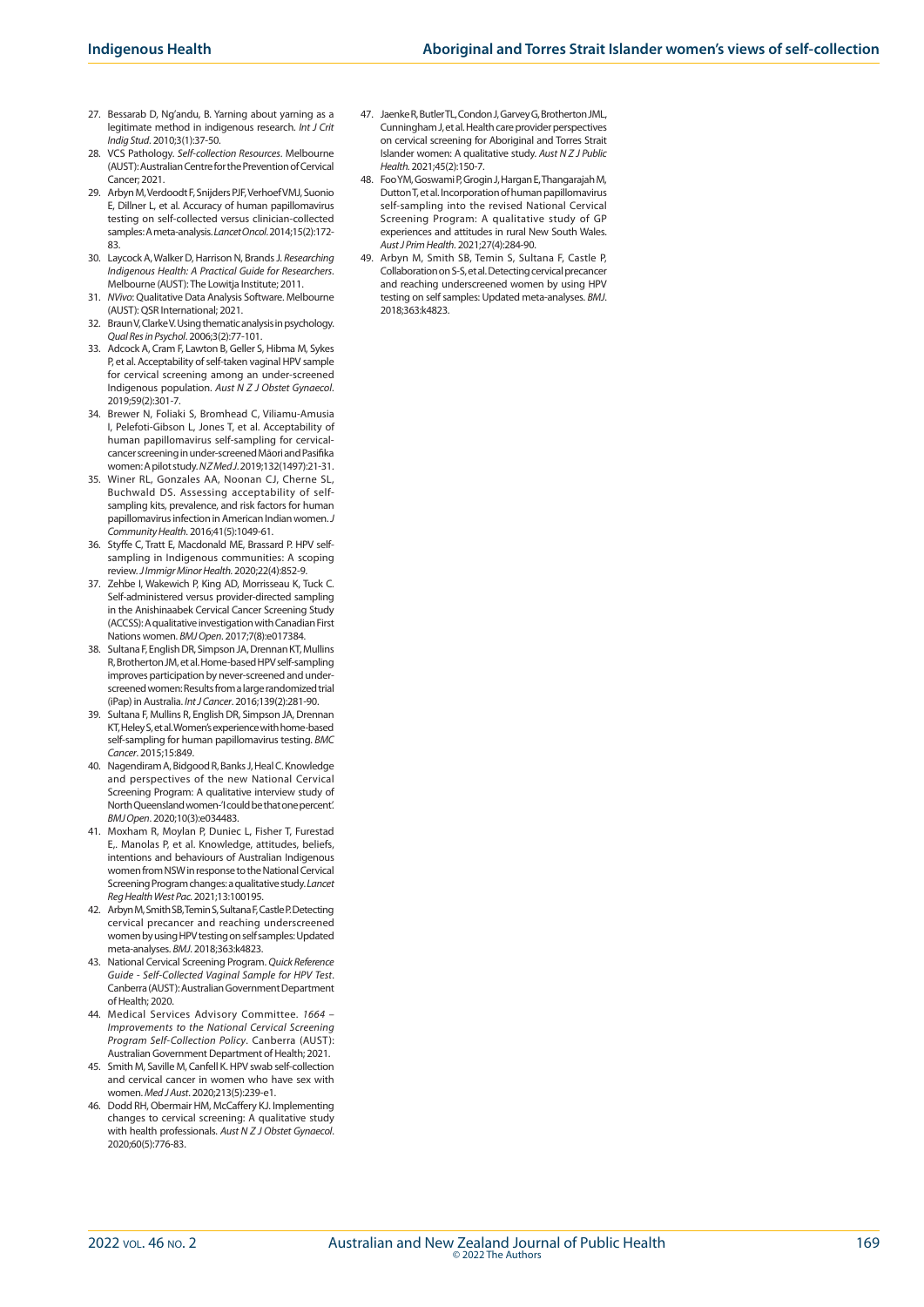27. Bessarab D, Ng'andu, B. Yarning about yarning as a legitimate method in indigenous research. *Int J Crit Indig Stud*. 2010;3(1):37-50.
28. VCS Pathology. *Self-collection Resources*. Melbourne (AUST): Australian Centre for the Prevention of Cervical Cancer; 2021.
29. Arbyn M, Verdoodt F, Snijders PJF, Verhoef VMJ, Suonio E, Dillner L, et al. Accuracy of human papillomavirus testing on self-collected versus clinician-collected samples: A meta-analysis. *Lancet Oncol*. 2014;15(2):172-83.
30. Laycock A, Walker D, Harrison N, Brands J. *Researching Indigenous Health: A Practical Guide for Researchers*. Melbourne (AUST): The Lowitja Institute; 2011.
31. *NVivo*: Qualitative Data Analysis Software. Melbourne (AUST): QSR International; 2021.
32. Braun V, Clarke V. Using thematic analysis in psychology. *Qual Res in Psychol*. 2006;3(2):77-101.
33. Adcock A, Cram F, Lawton B, Geller S, Hibma M, Sykes P, et al. Acceptability of self-taken vaginal HPV sample for cervical screening among an under-screened Indigenous population. *Aust N Z J Obstet Gynaecol*. 2019;59(2):301-7.
34. Brewer N, Foliaki S, Bromhead C, Viliamu-Amusia I, Pelefoti-Gibson L, Jones T, et al. Acceptability of human papillomavirus self-sampling for cervical-cancer screening in under-screened Māori and Pasifika women: A pilot study. *N Z Med J*. 2019;132(1497):21-31.
35. Winer RL, Gonzales AA, Noonan CJ, Cherne SL, Buchwald DS. Assessing acceptability of self-sampling kits, prevalence, and risk factors for human papillomavirus infection in American Indian women. *J Community Health*. 2016;41(5):1049-61.
36. Styffe C, Tratt E, Macdonald ME, Brassard P. HPV self-sampling in Indigenous communities: A scoping review. *J Immigr Minor Health*. 2020;22(4):852-9.
37. Zehbe I, Wakewich P, King AD, Morrisseau K, Tuck C. Self-administered versus provider-directed sampling in the Anishinaabek Cervical Cancer Screening Study (ACCSS): A qualitative investigation with Canadian First Nations women. *BMJ Open*. 2017;7(8):e017384.
38. Sultana F, English DR, Simpson JA, Drennan KT, Mullins R, Brotherton JM, et al. Home-based HPV self-sampling improves participation by never-screened and under-screened women: Results from a large randomized trial (iPap) in Australia. *Int J Cancer*. 2016;139(2):281-90.
39. Sultana F, Mullins R, English DR, Simpson JA, Drennan KT, Heley S, et al. Women's experience with home-based self-sampling for human papillomavirus testing. *BMC Cancer*. 2015;15:849.
40. Nagendiram A, Bidgood R, Banks J, Heal C. Knowledge and perspectives of the new National Cervical Screening Program: A qualitative interview study of North Queensland women-'I could be that one percent'. *BMJ Open*. 2020;10(3):e034483.
41. Moxham R, Moylan P, Duniec L, Fisher T, Furestad E,. Manolas P, et al. Knowledge, attitudes, beliefs, intentions and behaviours of Australian Indigenous women from NSW in response to the National Cervical Screening Program changes: a qualitative study. *Lancet Reg Health West Pac*. 2021;13:100195.
42. Arbyn M, Smith SB, Temin S, Sultana F, Castle P. Detecting cervical precancer and reaching underscreened women by using HPV testing on self samples: Updated meta-analyses. *BMJ*. 2018;363:k4823.
43. National Cervical Screening Program. *Quick Reference Guide - Self-Collected Vaginal Sample for HPV Test*. Canberra (AUST): Australian Government Department of Health; 2020.
44. Medical Services Advisory Committee. *1664 – Improvements to the National Cervical Screening Program Self-Collection Policy*. Canberra (AUST): Australian Government Department of Health; 2021.
45. Smith M, Saville M, Canfell K. HPV swab self-collection and cervical cancer in women who have sex with women. *Med J Aust*. 2020;213(5):239-e1.
46. Dodd RH, Obermair HM, McCaffery KJ. Implementing changes to cervical screening: A qualitative study with health professionals. *Aust N Z J Obstet Gynaecol*. 2020;60(5):776-83.
47. Jaenke R, Butler TL, Condon J, Garvey G, Brotherton JML, Cunningham J, et al. Health care provider perspectives on cervical screening for Aboriginal and Torres Strait Islander women: A qualitative study. *Aust N Z J Public Health*. 2021;45(2):150-7.
48. Foo YM, Goswami P, Grogin J, Hargan E, Thangarajah M, Dutton T, et al. Incorporation of human papillomavirus self-sampling into the revised National Cervical Screening Program: A qualitative study of GP experiences and attitudes in rural New South Wales. *Aust J Prim Health*. 2021;27(4):284-90.
49. Arbyn M, Smith SB, Temin S, Sultana F, Castle P, Collaboration on S-S, et al. Detecting cervical precancer and reaching underscreened women by using HPV testing on self samples: Updated meta-analyses. *BMJ*. 2018;363:k4823.